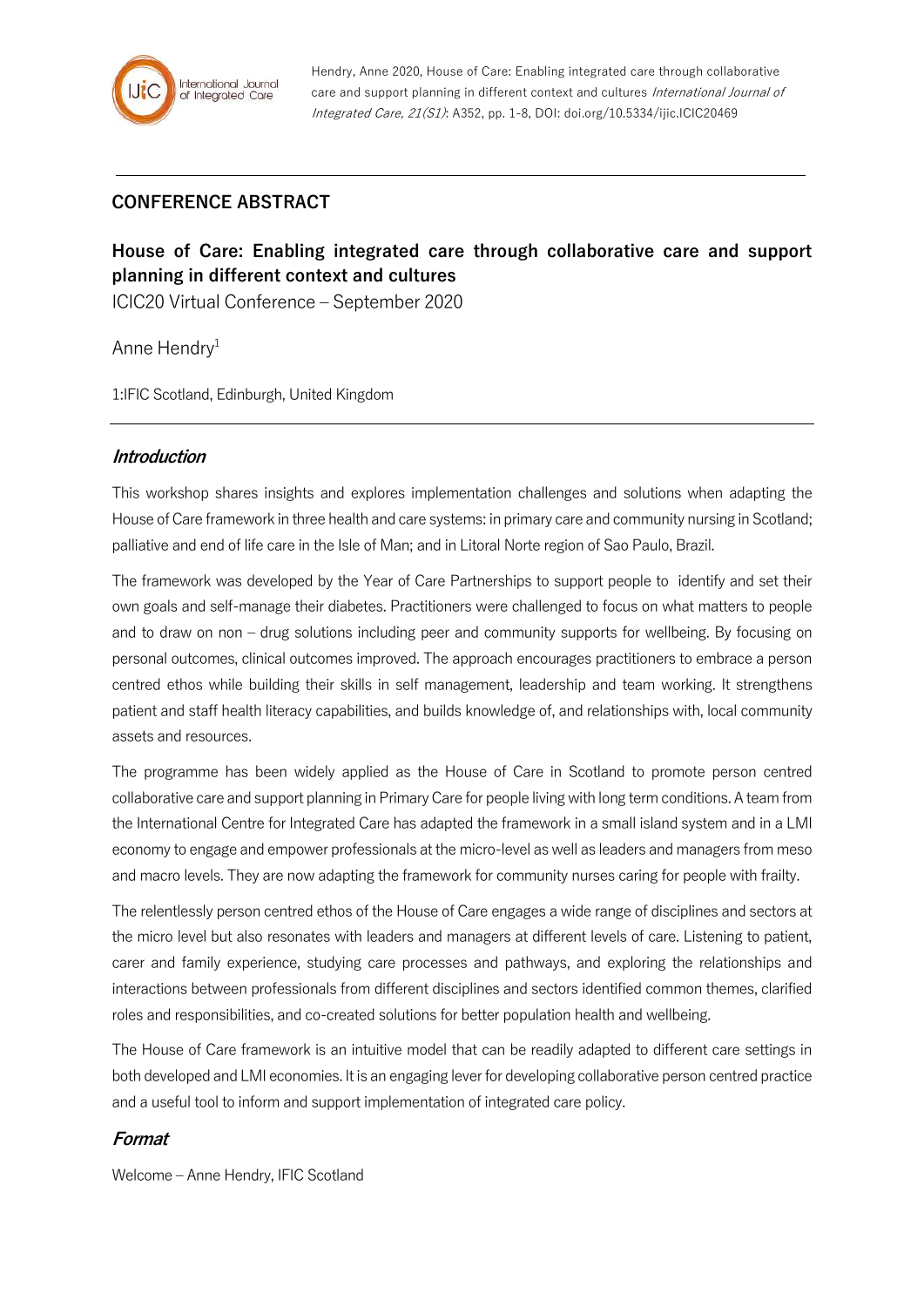Hendry, Anne 2020, House of Care: Enabling integrated care through collaborative care and support planning in different context and cultures *International Journal of Integrated Care, 21(S1)*: A352, pp. 1-8, DOI: doi.org/10.5334/ijic.ICIC20469

## CONFERENCE ABSTRACT

# House of Care: Enabling integrated care through collaborative care and support planning in different context and cultures

ICIC20 Virtual Conference – September 2020

Anne Hendry[1]

1:IFIC Scotland, Edinburgh, United Kingdom

## *Introduction*

This workshop shares insights and explores implementation challenges and solutions when adapting the House of Care framework in three health and care systems: in primary care and community nursing in Scotland; palliative and end of life care in the Isle of Man; and in Litoral Norte region of Sao Paulo, Brazil.

The framework was developed by the Year of Care Partnerships to support people to identify and set their own goals and self-manage their diabetes. Practitioners were challenged to focus on what matters to people and to draw on non – drug solutions including peer and community supports for wellbeing. By focusing on personal outcomes, clinical outcomes improved. The approach encourages practitioners to embrace a person centred ethos while building their skills in self management, leadership and team working. It strengthens patient and staff health literacy capabilities, and builds knowledge of, and relationships with, local community assets and resources.

The programme has been widely applied as the House of Care in Scotland to promote person centred collaborative care and support planning in Primary Care for people living with long term conditions. A team from the International Centre for Integrated Care has adapted the framework in a small island system and in a LMI economy to engage and empower professionals at the micro-level as well as leaders and managers from meso and macro levels. They are now adapting the framework for community nurses caring for people with frailty.

The relentlessly person centred ethos of the House of Care engages a wide range of disciplines and sectors at the micro level but also resonates with leaders and managers at different levels of care. Listening to patient, carer and family experience, studying care processes and pathways, and exploring the relationships and interactions between professionals from different disciplines and sectors identified common themes, clarified roles and responsibilities, and co-created solutions for better population health and wellbeing.

The House of Care framework is an intuitive model that can be readily adapted to different care settings in both developed and LMI economies. It is an engaging lever for developing collaborative person centred practice and a useful tool to inform and support implementation of integrated care policy.

## *Format*

Welcome – Anne Hendry, IFIC Scotland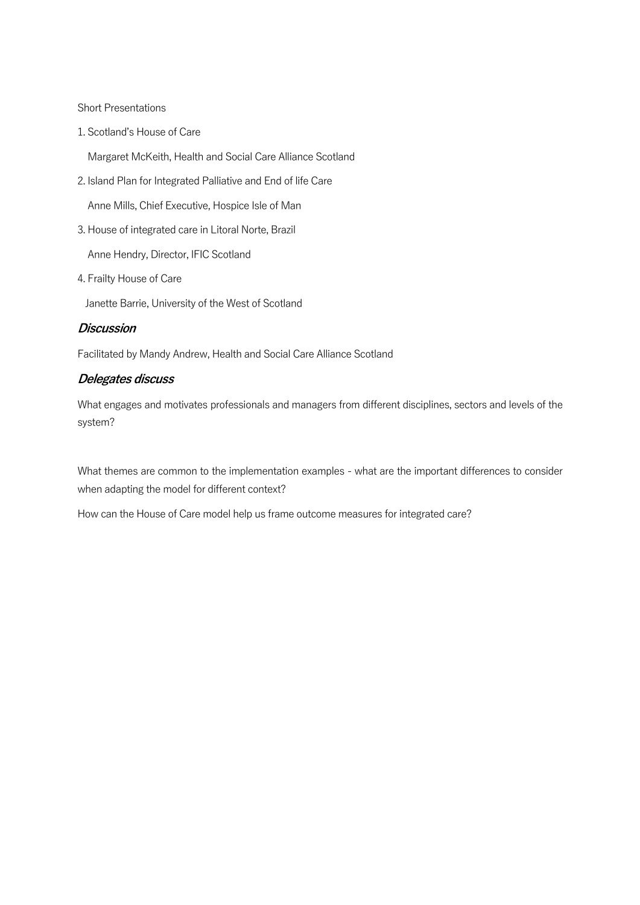Short Presentations

1. Scotland's House of Care

   Margaret McKeith, Health and Social Care Alliance Scotland

2. Island Plan for Integrated Palliative and End of life Care

   Anne Mills, Chief Executive, Hospice Isle of Man

3. House of integrated care in Litoral Norte, Brazil

   Anne Hendry, Director, IFIC Scotland

4. Frailty House of Care

   Janette Barrie, University of the West of Scotland

## *Discussion*

Facilitated by Mandy Andrew, Health and Social Care Alliance Scotland

## *Delegates discuss*

What engages and motivates professionals and managers from different disciplines, sectors and levels of the system?

What themes are common to the implementation examples - what are the important differences to consider when adapting the model for different context?

How can the House of Care model help us frame outcome measures for integrated care?